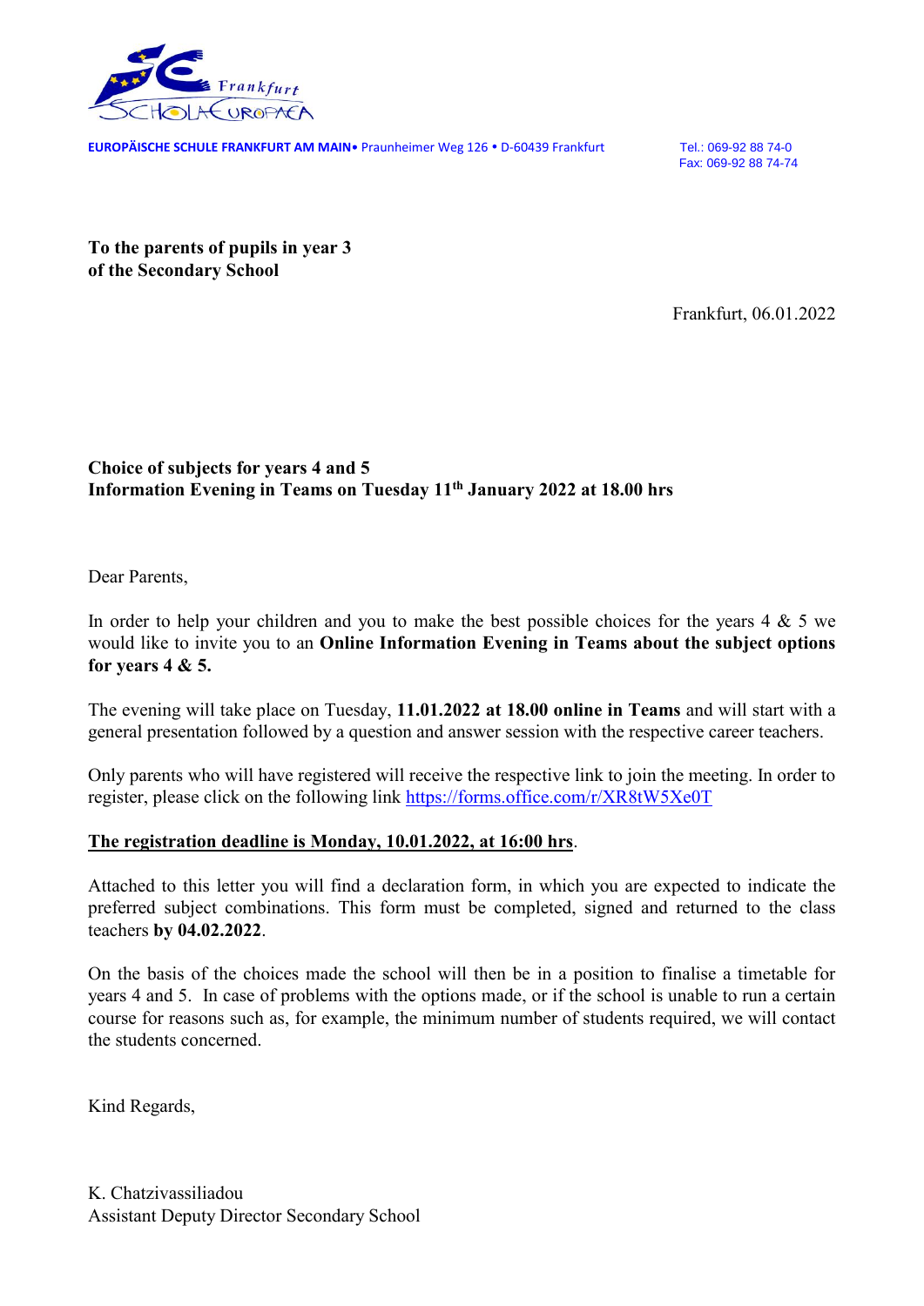**EUROPÄISCHE SCHULE FRANKFURT AM MAIN**• Praunheimer Weg 126 • D-60439 Frankfurt

Tel.: 069-92 88 74-0
Fax: 069-92 88 74-74

**To the parents of pupils in year 3**
**of the Secondary School**

Frankfurt, 06.01.2022

**Choice of subjects for years 4 and 5**
**Information Evening in Teams on Tuesday 11th January 2022 at 18.00 hrs**

Dear Parents,

In order to help your children and you to make the best possible choices for the years 4 & 5 we would like to invite you to an **Online Information Evening in Teams about the subject options for years 4 & 5.**

The evening will take place on Tuesday, **11.01.2022 at 18.00 online in Teams** and will start with a general presentation followed by a question and answer session with the respective career teachers.

Only parents who will have registered will receive the respective link to join the meeting. In order to register, please click on the following link https://forms.office.com/r/XR8tW5Xe0T

**The registration deadline is Monday, 10.01.2022, at 16:00 hrs**.

Attached to this letter you will find a declaration form, in which you are expected to indicate the preferred subject combinations. This form must be completed, signed and returned to the class teachers **by 04.02.2022**.

On the basis of the choices made the school will then be in a position to finalise a timetable for years 4 and 5. In case of problems with the options made, or if the school is unable to run a certain course for reasons such as, for example, the minimum number of students required, we will contact the students concerned.

Kind Regards,

K. Chatzivassiliadou
Assistant Deputy Director Secondary School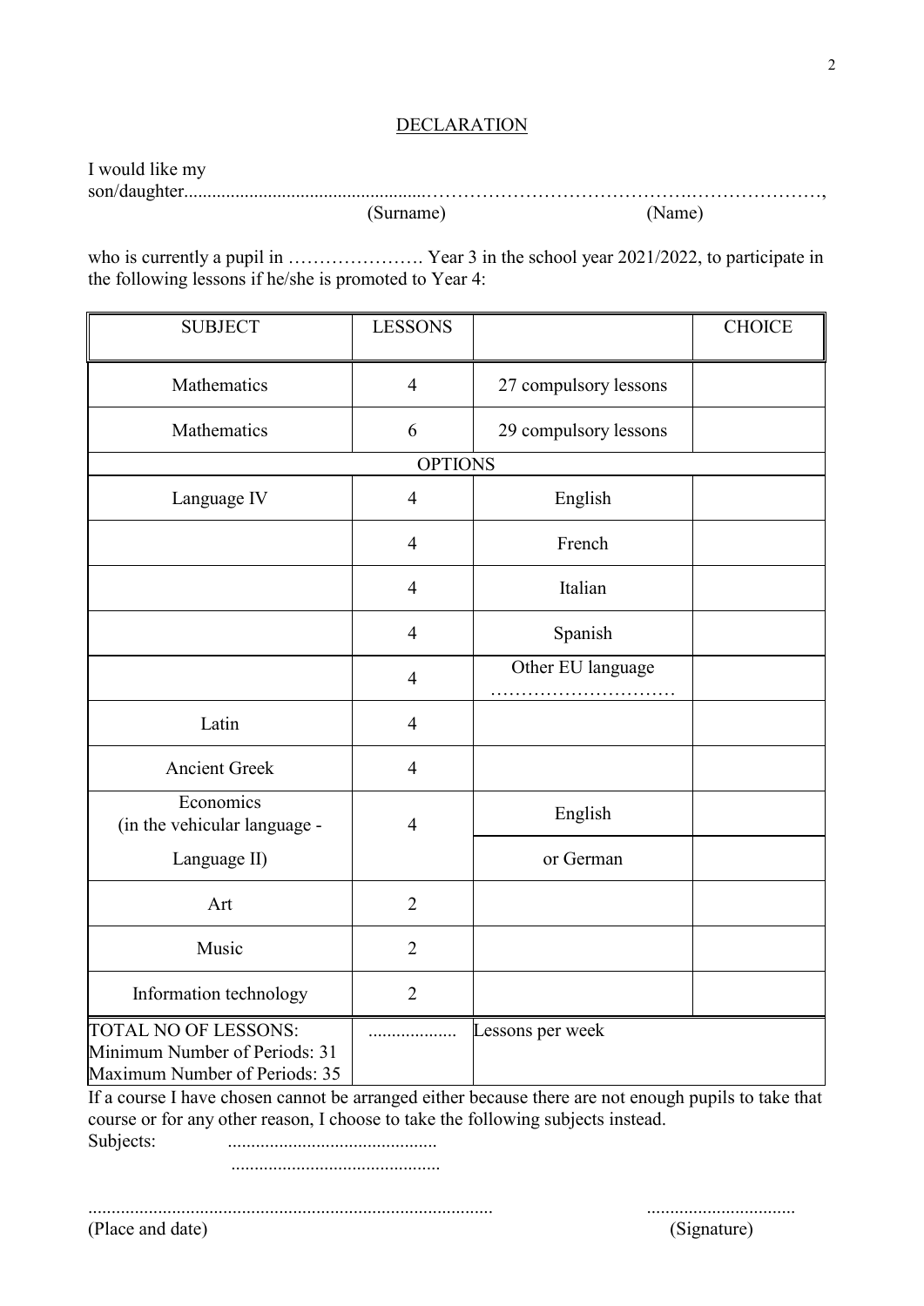## DECLARATION

I would like my son/daughter.....................................................………………………………….…………………,

(Surname) (Name)

who is currently a pupil in …………………. Year 3 in the school year 2021/2022, to participate in the following lessons if he/she is promoted to Year 4:

| SUBJECT | LESSONS | | CHOICE |
|---|---|---|---|
| Mathematics | 4 | 27 compulsory lessons | |
| Mathematics | 6 | 29 compulsory lessons | |
| OPTIONS | | | |
| Language IV | 4 | English | |
| | 4 | French | |
| | 4 | Italian | |
| | 4 | Spanish | |
| | 4 | Other EU language ………………………… | |
| Latin | 4 | | |
| Ancient Greek | 4 | | |
| Economics (in the vehicular language - Language II) | 4 | English | |
| | | or German | |
| Art | 2 | | |
| Music | 2 | | |
| Information technology | 2 | | |
| TOTAL NO OF LESSONS: Minimum Number of Periods: 31 Maximum Number of Periods: 35 | .................. | Lessons per week | |

If a course I have chosen cannot be arranged either because there are not enough pupils to take that course or for any other reason, I choose to take the following subjects instead.

Subjects: ............................................

............................................

...................................................................................... ...............................

(Place and date) (Signature)